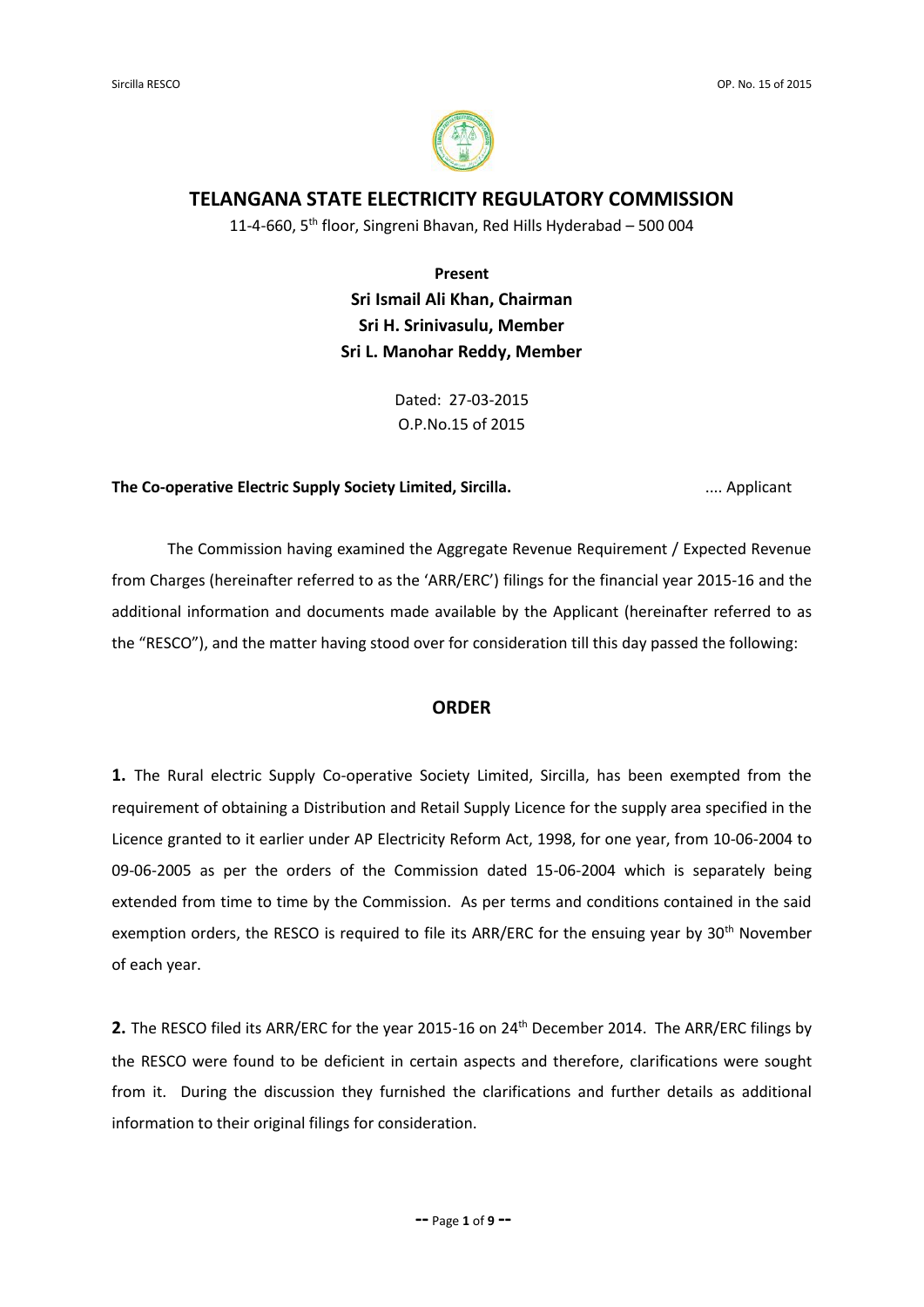# TELANGANA STATE ELECTRICITY REGULATORY COMMISSION

11-4-660, 5th floor, Singreni Bhavan, Red Hills Hyderabad – 500 004

**Present**

**Sri Ismail Ali Khan, Chairman**

**Sri H. Srinivasulu, Member**

**Sri L. Manohar Reddy, Member**

Dated: 27-03-2015

O.P.No.15 of 2015

**The Co-operative Electric Supply Society Limited, Sircilla.** .... Applicant

The Commission having examined the Aggregate Revenue Requirement / Expected Revenue from Charges (hereinafter referred to as the 'ARR/ERC') filings for the financial year 2015-16 and the additional information and documents made available by the Applicant (hereinafter referred to as the "RESCO"), and the matter having stood over for consideration till this day passed the following:

## ORDER

**1.** The Rural electric Supply Co-operative Society Limited, Sircilla, has been exempted from the requirement of obtaining a Distribution and Retail Supply Licence for the supply area specified in the Licence granted to it earlier under AP Electricity Reform Act, 1998, for one year, from 10-06-2004 to 09-06-2005 as per the orders of the Commission dated 15-06-2004 which is separately being extended from time to time by the Commission. As per terms and conditions contained in the said exemption orders, the RESCO is required to file its ARR/ERC for the ensuing year by 30th November of each year.

**2.** The RESCO filed its ARR/ERC for the year 2015-16 on 24th December 2014. The ARR/ERC filings by the RESCO were found to be deficient in certain aspects and therefore, clarifications were sought from it. During the discussion they furnished the clarifications and further details as additional information to their original filings for consideration.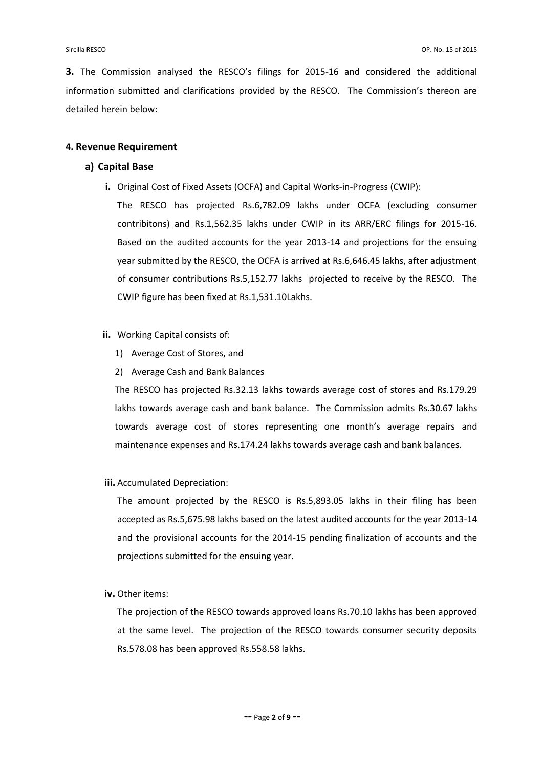**3.** The Commission analysed the RESCO's filings for 2015-16 and considered the additional information submitted and clarifications provided by the RESCO. The Commission's thereon are detailed herein below:

#### 4. Revenue Requirement

**a) Capital Base**

**i.** Original Cost of Fixed Assets (OCFA) and Capital Works-in-Progress (CWIP):

The RESCO has projected Rs.6,782.09 lakhs under OCFA (excluding consumer contribitons) and Rs.1,562.35 lakhs under CWIP in its ARR/ERC filings for 2015-16. Based on the audited accounts for the year 2013-14 and projections for the ensuing year submitted by the RESCO, the OCFA is arrived at Rs.6,646.45 lakhs, after adjustment of consumer contributions Rs.5,152.77 lakhs projected to receive by the RESCO. The CWIP figure has been fixed at Rs.1,531.10Lakhs.

**ii.** Working Capital consists of:

1) Average Cost of Stores, and
2) Average Cash and Bank Balances

The RESCO has projected Rs.32.13 lakhs towards average cost of stores and Rs.179.29 lakhs towards average cash and bank balance. The Commission admits Rs.30.67 lakhs towards average cost of stores representing one month's average repairs and maintenance expenses and Rs.174.24 lakhs towards average cash and bank balances.

**iii.** Accumulated Depreciation:

The amount projected by the RESCO is Rs.5,893.05 lakhs in their filing has been accepted as Rs.5,675.98 lakhs based on the latest audited accounts for the year 2013-14 and the provisional accounts for the 2014-15 pending finalization of accounts and the projections submitted for the ensuing year.

**iv.** Other items:

The projection of the RESCO towards approved loans Rs.70.10 lakhs has been approved at the same level. The projection of the RESCO towards consumer security deposits Rs.578.08 has been approved Rs.558.58 lakhs.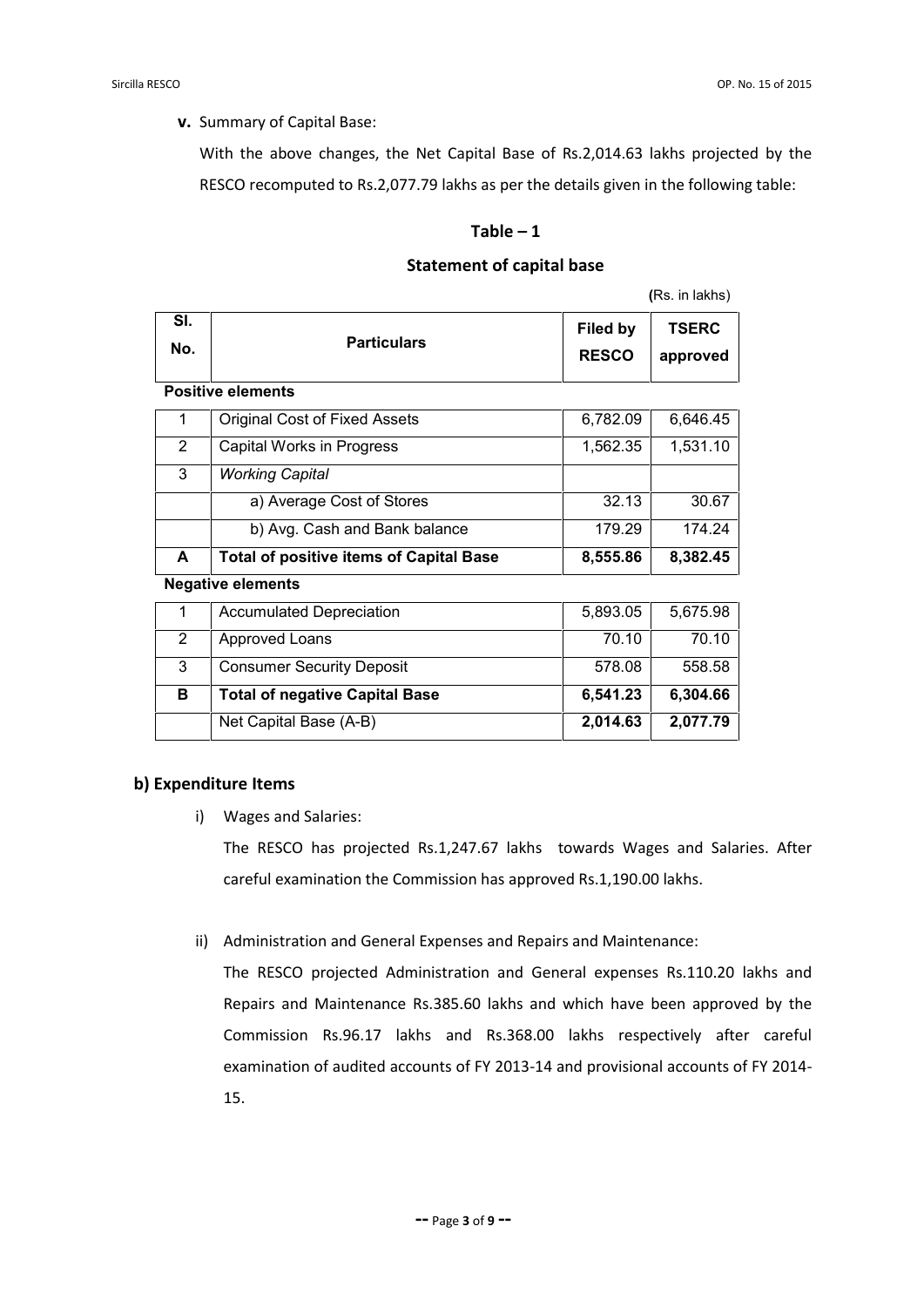**v.** Summary of Capital Base:

With the above changes, the Net Capital Base of Rs.2,014.63 lakhs projected by the RESCO recomputed to Rs.2,077.79 lakhs as per the details given in the following table:

**Table – 1**

**Statement of capital base**

(Rs. in lakhs)

| Sl. No. | Particulars | Filed by RESCO | TSERC approved |
|---|---|---|---|
| **Positive elements** | | | |
| 1 | Original Cost of Fixed Assets | 6,782.09 | 6,646.45 |
| 2 | Capital Works in Progress | 1,562.35 | 1,531.10 |
| 3 | *Working Capital* | | |
| | a) Average Cost of Stores | 32.13 | 30.67 |
| | b) Avg. Cash and Bank balance | 179.29 | 174.24 |
| **A** | **Total of positive items of Capital Base** | **8,555.86** | **8,382.45** |
| **Negative elements** | | | |
| 1 | Accumulated Depreciation | 5,893.05 | 5,675.98 |
| 2 | Approved Loans | 70.10 | 70.10 |
| 3 | Consumer Security Deposit | 578.08 | 558.58 |
| **B** | **Total of negative Capital Base** | **6,541.23** | **6,304.66** |
| | Net Capital Base (A-B) | **2,014.63** | **2,077.79** |

## b) Expenditure Items

i) Wages and Salaries:

The RESCO has projected Rs.1,247.67 lakhs towards Wages and Salaries. After careful examination the Commission has approved Rs.1,190.00 lakhs.

ii) Administration and General Expenses and Repairs and Maintenance:

The RESCO projected Administration and General expenses Rs.110.20 lakhs and Repairs and Maintenance Rs.385.60 lakhs and which have been approved by the Commission Rs.96.17 lakhs and Rs.368.00 lakhs respectively after careful examination of audited accounts of FY 2013-14 and provisional accounts of FY 2014-15.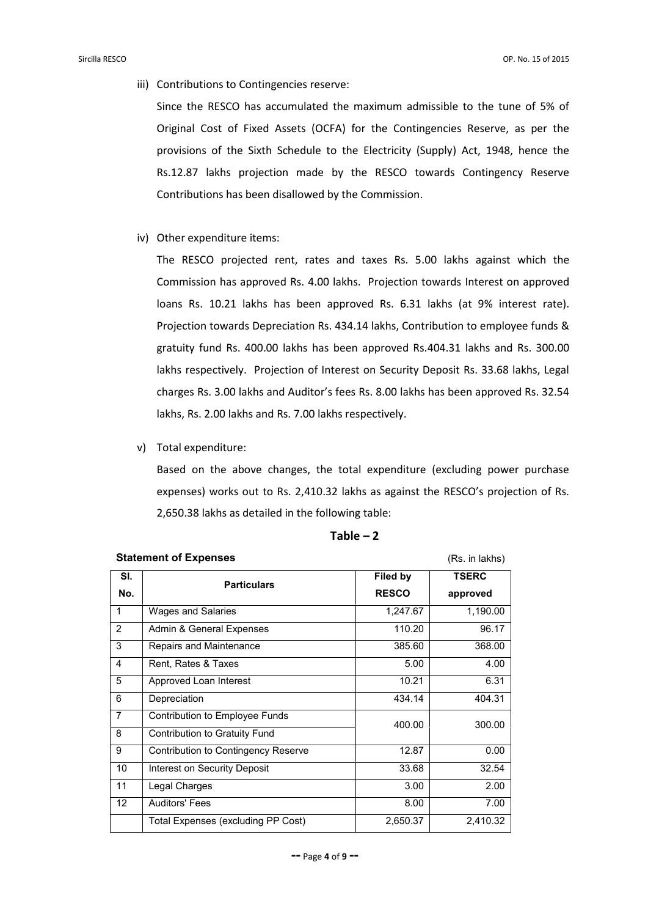iii) Contributions to Contingencies reserve:

Since the RESCO has accumulated the maximum admissible to the tune of 5% of Original Cost of Fixed Assets (OCFA) for the Contingencies Reserve, as per the provisions of the Sixth Schedule to the Electricity (Supply) Act, 1948, hence the Rs.12.87 lakhs projection made by the RESCO towards Contingency Reserve Contributions has been disallowed by the Commission.

iv) Other expenditure items:

The RESCO projected rent, rates and taxes Rs. 5.00 lakhs against which the Commission has approved Rs. 4.00 lakhs. Projection towards Interest on approved loans Rs. 10.21 lakhs has been approved Rs. 6.31 lakhs (at 9% interest rate). Projection towards Depreciation Rs. 434.14 lakhs, Contribution to employee funds & gratuity fund Rs. 400.00 lakhs has been approved Rs.404.31 lakhs and Rs. 300.00 lakhs respectively. Projection of Interest on Security Deposit Rs. 33.68 lakhs, Legal charges Rs. 3.00 lakhs and Auditor's fees Rs. 8.00 lakhs has been approved Rs. 32.54 lakhs, Rs. 2.00 lakhs and Rs. 7.00 lakhs respectively.

v) Total expenditure:

Based on the above changes, the total expenditure (excluding power purchase expenses) works out to Rs. 2,410.32 lakhs as against the RESCO's projection of Rs. 2,650.38 lakhs as detailed in the following table:

**Table – 2**

**Statement of Expenses** (Rs. in lakhs)

| Sl. No. | Particulars | Filed by RESCO | TSERC approved |
|---|---|---|---|
| 1 | Wages and Salaries | 1,247.67 | 1,190.00 |
| 2 | Admin & General Expenses | 110.20 | 96.17 |
| 3 | Repairs and Maintenance | 385.60 | 368.00 |
| 4 | Rent, Rates & Taxes | 5.00 | 4.00 |
| 5 | Approved Loan Interest | 10.21 | 6.31 |
| 6 | Depreciation | 434.14 | 404.31 |
| 7 | Contribution to Employee Funds | 400.00 | 300.00 |
| 8 | Contribution to Gratuity Fund | | |
| 9 | Contribution to Contingency Reserve | 12.87 | 0.00 |
| 10 | Interest on Security Deposit | 33.68 | 32.54 |
| 11 | Legal Charges | 3.00 | 2.00 |
| 12 | Auditors' Fees | 8.00 | 7.00 |
| | Total Expenses (excluding PP Cost) | 2,650.37 | 2,410.32 |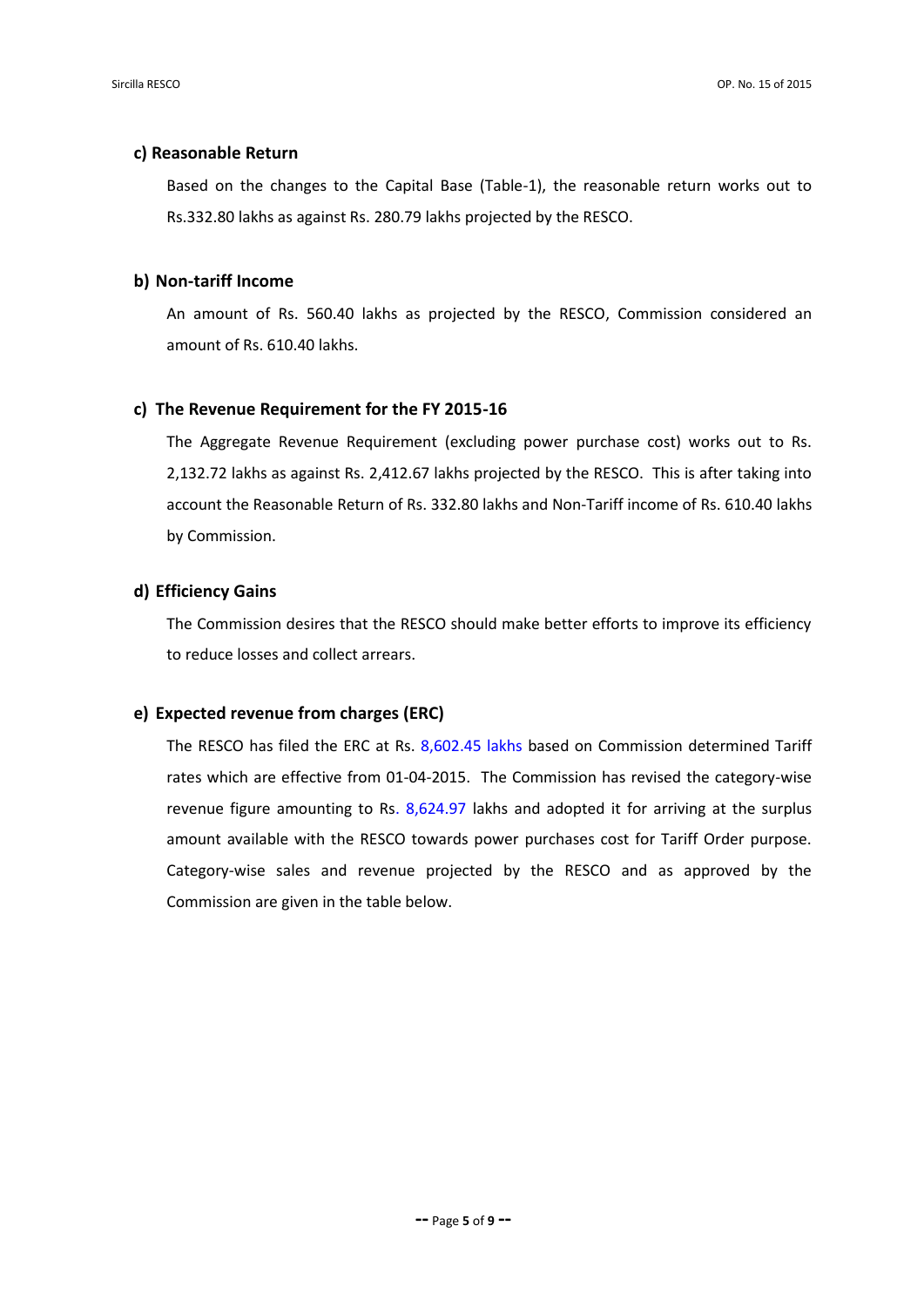#### c) Reasonable Return

Based on the changes to the Capital Base (Table-1), the reasonable return works out to Rs.332.80 lakhs as against Rs. 280.79 lakhs projected by the RESCO.

#### b) Non-tariff Income

An amount of Rs. 560.40 lakhs as projected by the RESCO, Commission considered an amount of Rs. 610.40 lakhs.

#### c) The Revenue Requirement for the FY 2015-16

The Aggregate Revenue Requirement (excluding power purchase cost) works out to Rs. 2,132.72 lakhs as against Rs. 2,412.67 lakhs projected by the RESCO. This is after taking into account the Reasonable Return of Rs. 332.80 lakhs and Non-Tariff income of Rs. 610.40 lakhs by Commission.

#### d) Efficiency Gains

The Commission desires that the RESCO should make better efforts to improve its efficiency to reduce losses and collect arrears.

#### e) Expected revenue from charges (ERC)

The RESCO has filed the ERC at Rs. 8,602.45 lakhs based on Commission determined Tariff rates which are effective from 01-04-2015. The Commission has revised the category-wise revenue figure amounting to Rs. 8,624.97 lakhs and adopted it for arriving at the surplus amount available with the RESCO towards power purchases cost for Tariff Order purpose. Category-wise sales and revenue projected by the RESCO and as approved by the Commission are given in the table below.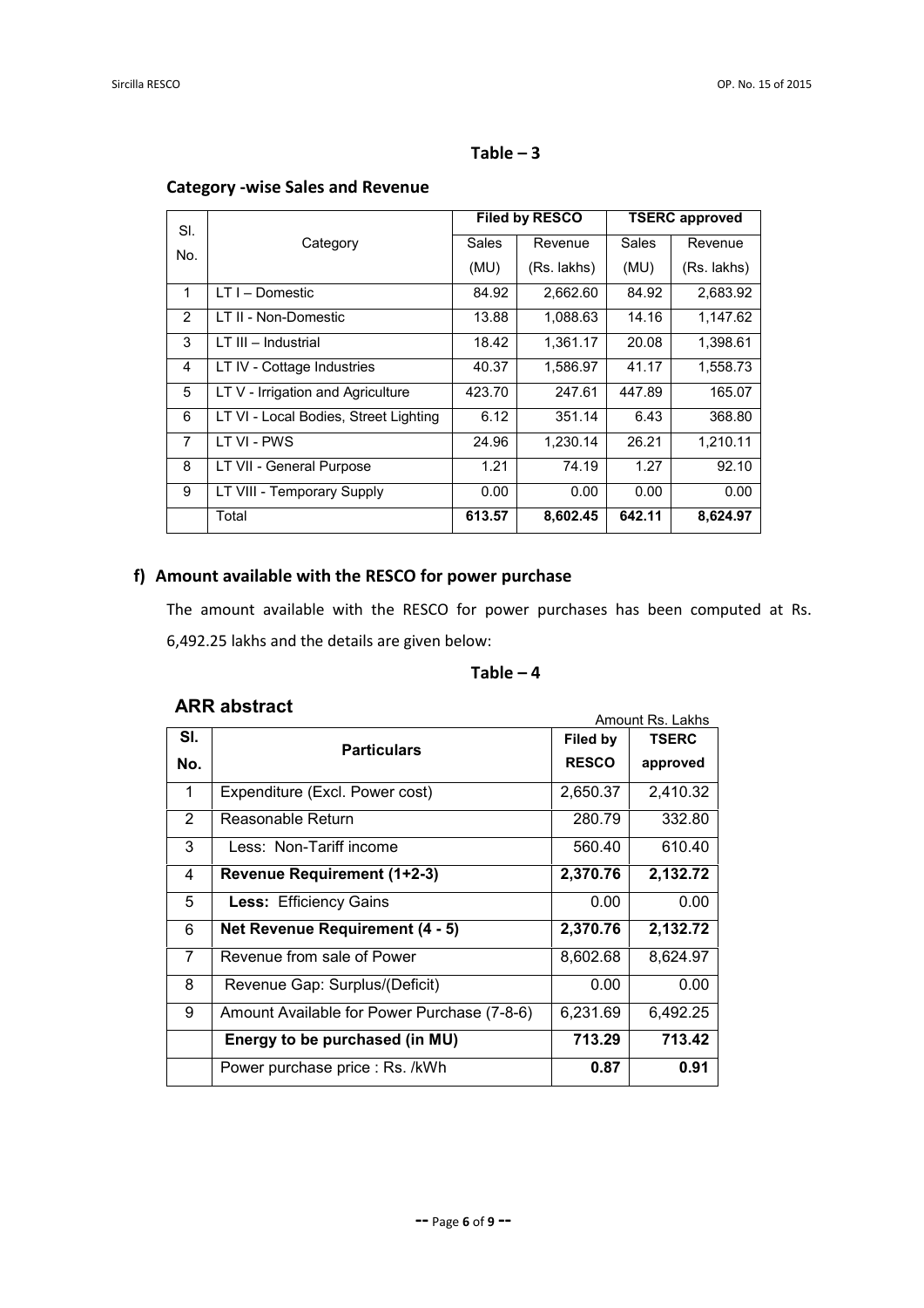**Table – 3**

**Category -wise Sales and Revenue**

| Sl. No. | Category | Filed by RESCO | | TSERC approved | |
|---|---|---|---|---|---|
| | | Sales (MU) | Revenue (Rs. lakhs) | Sales (MU) | Revenue (Rs. lakhs) |
| 1 | LT I – Domestic | 84.92 | 2,662.60 | 84.92 | 2,683.92 |
| 2 | LT II - Non-Domestic | 13.88 | 1,088.63 | 14.16 | 1,147.62 |
| 3 | LT III – Industrial | 18.42 | 1,361.17 | 20.08 | 1,398.61 |
| 4 | LT IV - Cottage Industries | 40.37 | 1,586.97 | 41.17 | 1,558.73 |
| 5 | LT V - Irrigation and Agriculture | 423.70 | 247.61 | 447.89 | 165.07 |
| 6 | LT VI - Local Bodies, Street Lighting | 6.12 | 351.14 | 6.43 | 368.80 |
| 7 | LT VI - PWS | 24.96 | 1,230.14 | 26.21 | 1,210.11 |
| 8 | LT VII - General Purpose | 1.21 | 74.19 | 1.27 | 92.10 |
| 9 | LT VIII - Temporary Supply | 0.00 | 0.00 | 0.00 | 0.00 |
| | Total | **613.57** | **8,602.45** | **642.11** | **8,624.97** |

## f) Amount available with the RESCO for power purchase

The amount available with the RESCO for power purchases has been computed at Rs. 6,492.25 lakhs and the details are given below:

**Table – 4**

**ARR abstract**

Amount Rs. Lakhs

| Sl. No. | Particulars | Filed by RESCO | TSERC approved |
|---|---|---|---|
| 1 | Expenditure (Excl. Power cost) | 2,650.37 | 2,410.32 |
| 2 | Reasonable Return | 280.79 | 332.80 |
| 3 | Less: Non-Tariff income | 560.40 | 610.40 |
| 4 | **Revenue Requirement (1+2-3)** | **2,370.76** | **2,132.72** |
| 5 | **Less:** Efficiency Gains | 0.00 | 0.00 |
| 6 | **Net Revenue Requirement (4 - 5)** | **2,370.76** | **2,132.72** |
| 7 | Revenue from sale of Power | 8,602.68 | 8,624.97 |
| 8 | Revenue Gap: Surplus/(Deficit) | 0.00 | 0.00 |
| 9 | Amount Available for Power Purchase (7-8-6) | 6,231.69 | 6,492.25 |
| | **Energy to be purchased (in MU)** | **713.29** | **713.42** |
| | Power purchase price : Rs. /kWh | **0.87** | **0.91** |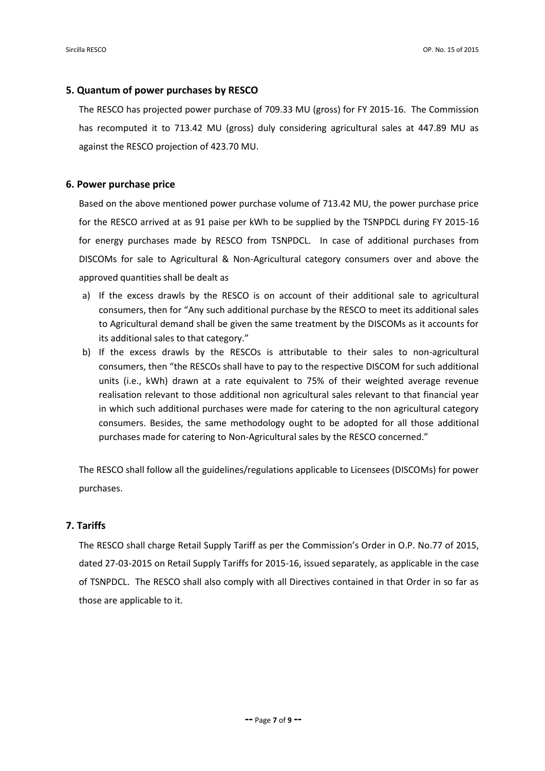## 5. Quantum of power purchases by RESCO

The RESCO has projected power purchase of 709.33 MU (gross) for FY 2015-16. The Commission has recomputed it to 713.42 MU (gross) duly considering agricultural sales at 447.89 MU as against the RESCO projection of 423.70 MU.

## 6. Power purchase price

Based on the above mentioned power purchase volume of 713.42 MU, the power purchase price for the RESCO arrived at as 91 paise per kWh to be supplied by the TSNPDCL during FY 2015-16 for energy purchases made by RESCO from TSNPDCL. In case of additional purchases from DISCOMs for sale to Agricultural & Non-Agricultural category consumers over and above the approved quantities shall be dealt as

a) If the excess drawls by the RESCO is on account of their additional sale to agricultural consumers, then for "Any such additional purchase by the RESCO to meet its additional sales to Agricultural demand shall be given the same treatment by the DISCOMs as it accounts for its additional sales to that category."

b) If the excess drawls by the RESCOs is attributable to their sales to non-agricultural consumers, then "the RESCOs shall have to pay to the respective DISCOM for such additional units (i.e., kWh) drawn at a rate equivalent to 75% of their weighted average revenue realisation relevant to those additional non agricultural sales relevant to that financial year in which such additional purchases were made for catering to the non agricultural category consumers. Besides, the same methodology ought to be adopted for all those additional purchases made for catering to Non-Agricultural sales by the RESCO concerned."

The RESCO shall follow all the guidelines/regulations applicable to Licensees (DISCOMs) for power purchases.

## 7. Tariffs

The RESCO shall charge Retail Supply Tariff as per the Commission's Order in O.P. No.77 of 2015, dated 27-03-2015 on Retail Supply Tariffs for 2015-16, issued separately, as applicable in the case of TSNPDCL. The RESCO shall also comply with all Directives contained in that Order in so far as those are applicable to it.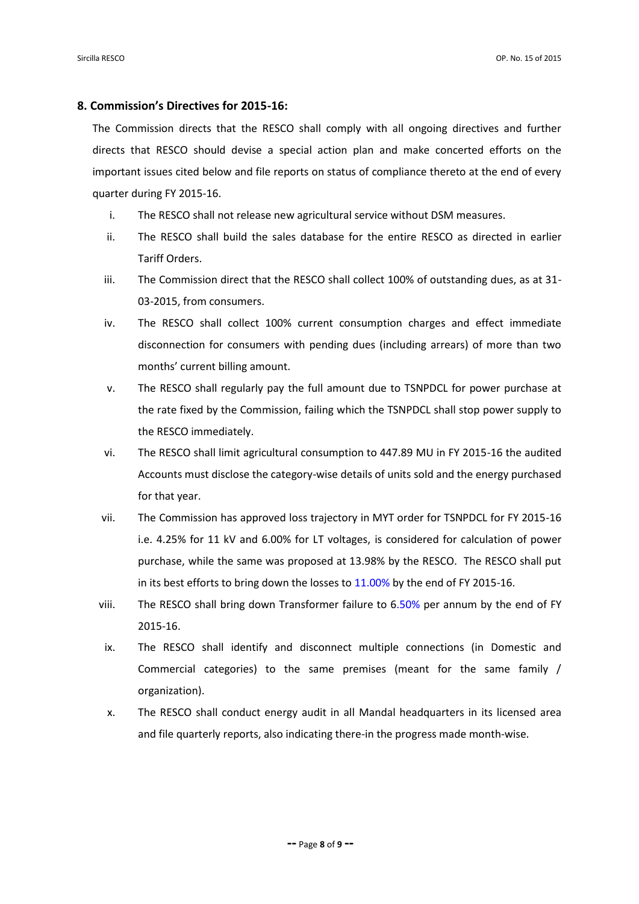## 8. Commission's Directives for 2015-16:

The Commission directs that the RESCO shall comply with all ongoing directives and further directs that RESCO should devise a special action plan and make concerted efforts on the important issues cited below and file reports on status of compliance thereto at the end of every quarter during FY 2015-16.

i. The RESCO shall not release new agricultural service without DSM measures.

ii. The RESCO shall build the sales database for the entire RESCO as directed in earlier Tariff Orders.

iii. The Commission direct that the RESCO shall collect 100% of outstanding dues, as at 31-03-2015, from consumers.

iv. The RESCO shall collect 100% current consumption charges and effect immediate disconnection for consumers with pending dues (including arrears) of more than two months' current billing amount.

v. The RESCO shall regularly pay the full amount due to TSNPDCL for power purchase at the rate fixed by the Commission, failing which the TSNPDCL shall stop power supply to the RESCO immediately.

vi. The RESCO shall limit agricultural consumption to 447.89 MU in FY 2015-16 the audited Accounts must disclose the category-wise details of units sold and the energy purchased for that year.

vii. The Commission has approved loss trajectory in MYT order for TSNPDCL for FY 2015-16 i.e. 4.25% for 11 kV and 6.00% for LT voltages, is considered for calculation of power purchase, while the same was proposed at 13.98% by the RESCO. The RESCO shall put in its best efforts to bring down the losses to 11.00% by the end of FY 2015-16.

viii. The RESCO shall bring down Transformer failure to 6.50% per annum by the end of FY 2015-16.

ix. The RESCO shall identify and disconnect multiple connections (in Domestic and Commercial categories) to the same premises (meant for the same family / organization).

x. The RESCO shall conduct energy audit in all Mandal headquarters in its licensed area and file quarterly reports, also indicating there-in the progress made month-wise.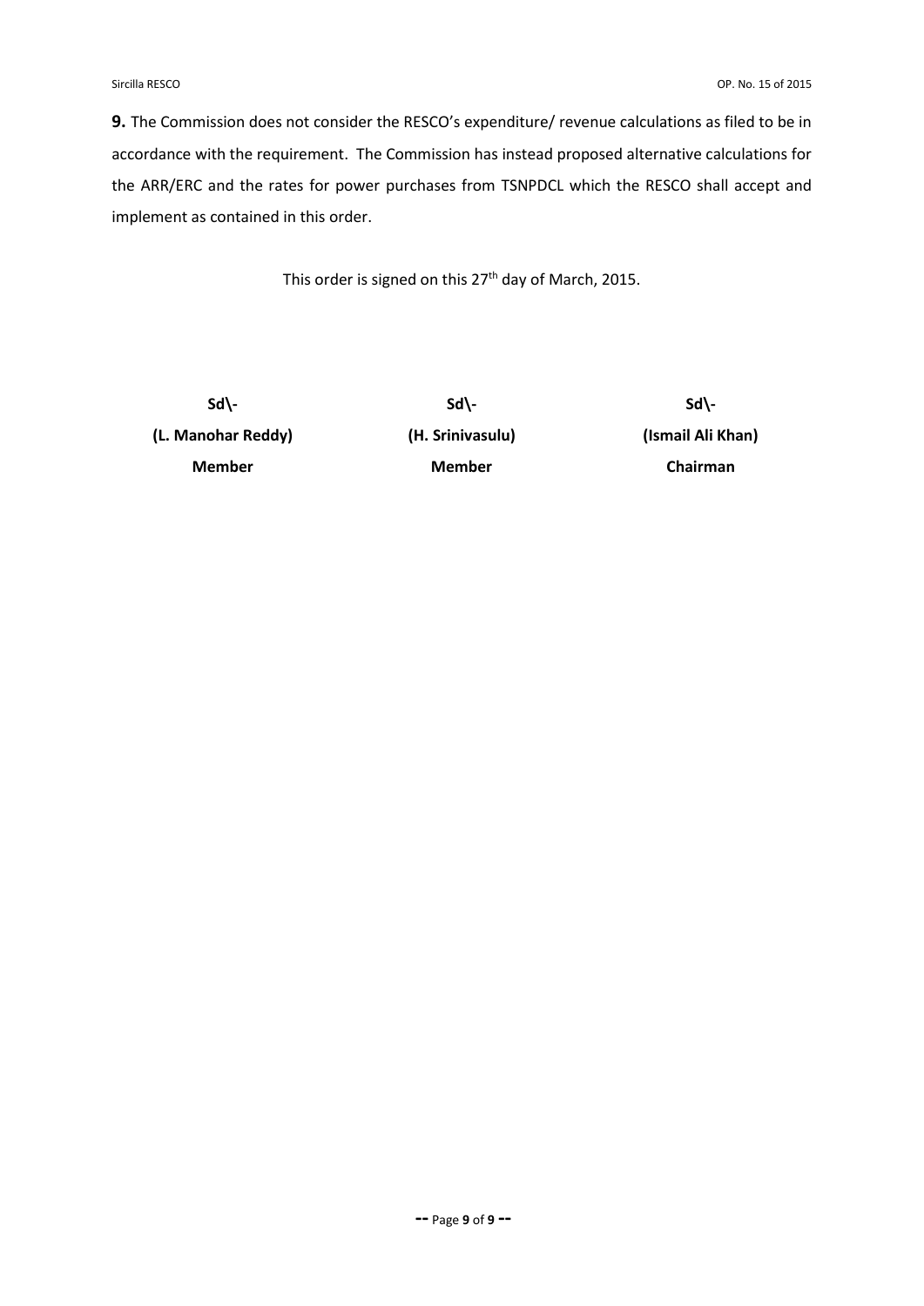**9.** The Commission does not consider the RESCO's expenditure/ revenue calculations as filed to be in accordance with the requirement. The Commission has instead proposed alternative calculations for the ARR/ERC and the rates for power purchases from TSNPDCL which the RESCO shall accept and implement as contained in this order.

This order is signed on this 27th day of March, 2015.

| | | |
|---|---|---|
| **Sd\-** | **Sd\-** | **Sd\-** |
| **(L. Manohar Reddy)** | **(H. Srinivasulu)** | **(Ismail Ali Khan)** |
| **Member** | **Member** | **Chairman** |